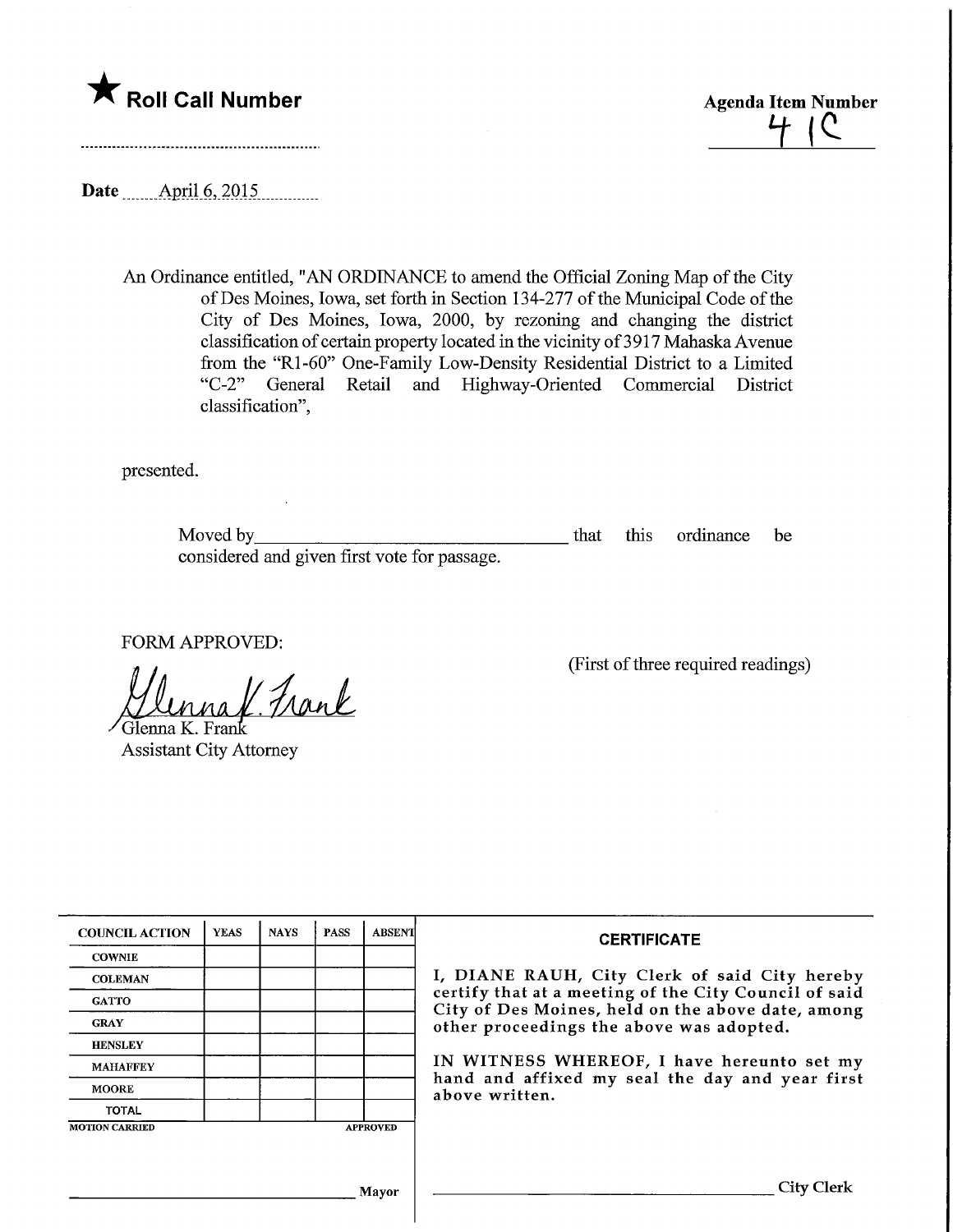★ **Roll Call Number**

..........................................................

**Agenda Item Number**

4 1C

**Date** April 6, 2015

An Ordinance entitled, "AN ORDINANCE to amend the Official Zoning Map of the City of Des Moines, Iowa, set forth in Section 134-277 of the Municipal Code of the City of Des Moines, Iowa, 2000, by rezoning and changing the district classification of certain property located in the vicinity of 3917 Mahaska Avenue from the "R1-60" One-Family Low-Density Residential District to a Limited "C-2" General Retail and Highway-Oriented Commercial District classification",

presented.

Moved by________________________________ that this ordinance be considered and given first vote for passage.

FORM APPROVED:

(First of three required readings)

Glenna K. Frank
Glenna K. Frank
Assistant City Attorney

| COUNCIL ACTION | YEAS | NAYS | PASS | ABSENT |
|---|---|---|---|---|
| COWNIE | | | | |
| COLEMAN | | | | |
| GATTO | | | | |
| GRAY | | | | |
| HENSLEY | | | | |
| MAHAFFEY | | | | |
| MOORE | | | | |
| TOTAL | | | | |

MOTION CARRIED APPROVED

________________________________ Mayor

**CERTIFICATE**

I, DIANE RAUH, City Clerk of said City hereby certify that at a meeting of the City Council of said City of Des Moines, held on the above date, among other proceedings the above was adopted.

IN WITNESS WHEREOF, I have hereunto set my hand and affixed my seal the day and year first above written.

________________________________ City Clerk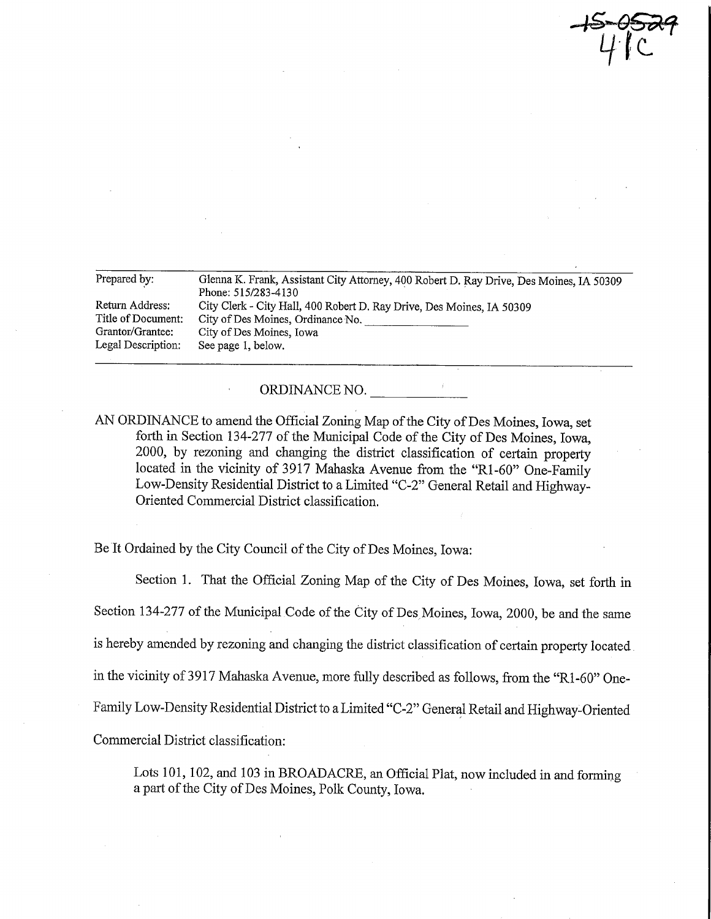15-0529
4-1C

| | |
|---|---|
| Prepared by: | Glenna K. Frank, Assistant City Attorney, 400 Robert D. Ray Drive, Des Moines, IA 50309 Phone: 515/283-4130 |
| Return Address: | City Clerk - City Hall, 400 Robert D. Ray Drive, Des Moines, IA 50309 |
| Title of Document: | City of Des Moines, Ordinance No. ____________ |
| Grantor/Grantee: | City of Des Moines, Iowa |
| Legal Description: | See page 1, below. |

ORDINANCE NO. ____________

AN ORDINANCE to amend the Official Zoning Map of the City of Des Moines, Iowa, set forth in Section 134-277 of the Municipal Code of the City of Des Moines, Iowa, 2000, by rezoning and changing the district classification of certain property located in the vicinity of 3917 Mahaska Avenue from the "R1-60" One-Family Low-Density Residential District to a Limited "C-2" General Retail and Highway-Oriented Commercial District classification.

Be It Ordained by the City Council of the City of Des Moines, Iowa:

Section 1. That the Official Zoning Map of the City of Des Moines, Iowa, set forth in Section 134-277 of the Municipal Code of the City of Des Moines, Iowa, 2000, be and the same is hereby amended by rezoning and changing the district classification of certain property located in the vicinity of 3917 Mahaska Avenue, more fully described as follows, from the "R1-60" One-Family Low-Density Residential District to a Limited "C-2" General Retail and Highway-Oriented Commercial District classification:

Lots 101, 102, and 103 in BROADACRE, an Official Plat, now included in and forming a part of the City of Des Moines, Polk County, Iowa.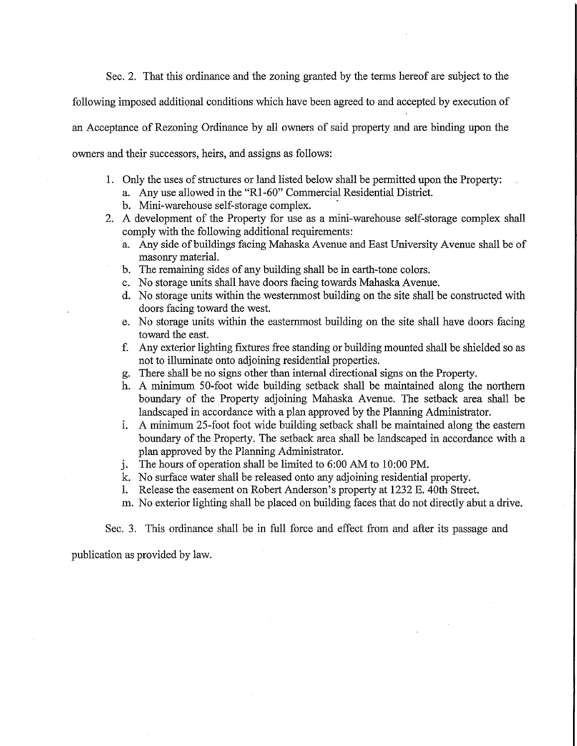Sec. 2. That this ordinance and the zoning granted by the terms hereof are subject to the following imposed additional conditions which have been agreed to and accepted by execution of an Acceptance of Rezoning Ordinance by all owners of said property and are binding upon the owners and their successors, heirs, and assigns as follows:

1. Only the uses of structures or land listed below shall be permitted upon the Property:
   a. Any use allowed in the "R1-60" Commercial Residential District.
   b. Mini-warehouse self-storage complex.
2. A development of the Property for use as a mini-warehouse self-storage complex shall comply with the following additional requirements:
   a. Any side of buildings facing Mahaska Avenue and East University Avenue shall be of masonry material.
   b. The remaining sides of any building shall be in earth-tone colors.
   c. No storage units shall have doors facing towards Mahaska Avenue.
   d. No storage units within the westernmost building on the site shall be constructed with doors facing toward the west.
   e. No storage units within the easternmost building on the site shall have doors facing toward the east.
   f. Any exterior lighting fixtures free standing or building mounted shall be shielded so as not to illuminate onto adjoining residential properties.
   g. There shall be no signs other than internal directional signs on the Property.
   h. A minimum 50-foot wide building setback shall be maintained along the northern boundary of the Property adjoining Mahaska Avenue. The setback area shall be landscaped in accordance with a plan approved by the Planning Administrator.
   i. A minimum 25-foot foot wide building setback shall be maintained along the eastern boundary of the Property. The setback area shall be landscaped in accordance with a plan approved by the Planning Administrator.
   j. The hours of operation shall be limited to 6:00 AM to 10:00 PM.
   k. No surface water shall be released onto any adjoining residential property.
   l. Release the easement on Robert Anderson's property at 1232 E. 40th Street.
   m. No exterior lighting shall be placed on building faces that do not directly abut a drive.

Sec. 3. This ordinance shall be in full force and effect from and after its passage and publication as provided by law.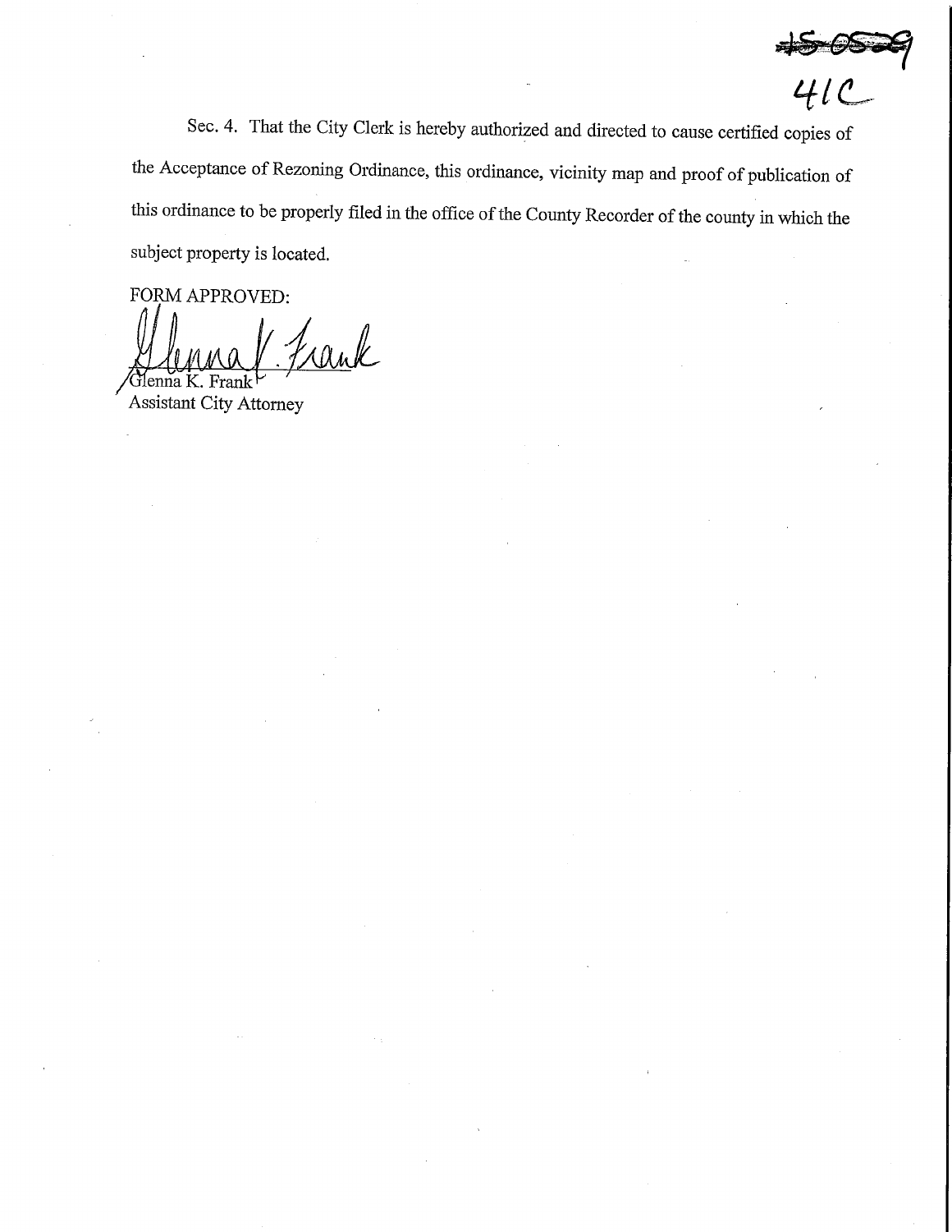~~15-0529~~
41C

Sec. 4. That the City Clerk is hereby authorized and directed to cause certified copies of the Acceptance of Rezoning Ordinance, this ordinance, vicinity map and proof of publication of this ordinance to be properly filed in the office of the County Recorder of the county in which the subject property is located.

FORM APPROVED:

Glenna K. Frank
Assistant City Attorney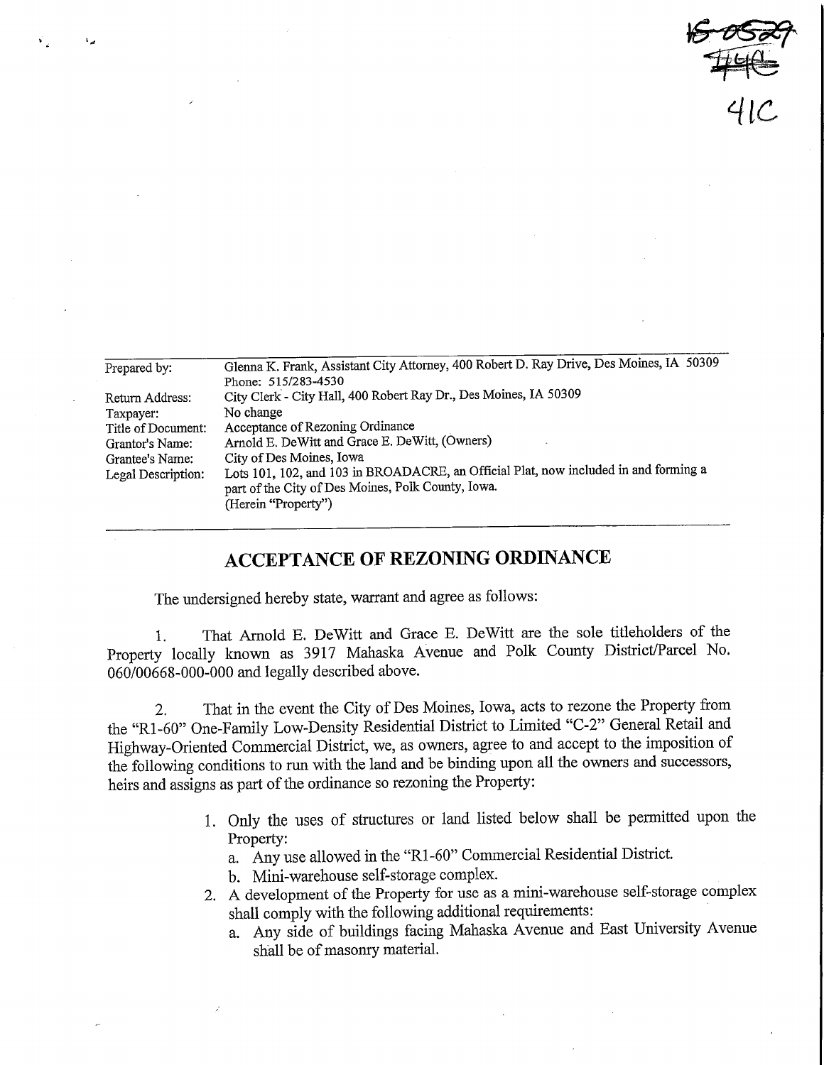15-0529
446
41C

| Prepared by: | Glenna K. Frank, Assistant City Attorney, 400 Robert D. Ray Drive, Des Moines, IA 50309 Phone: 515/283-4530 |
|---|---|
| Return Address: | City Clerk - City Hall, 400 Robert Ray Dr., Des Moines, IA 50309 |
| Taxpayer: | No change |
| Title of Document: | Acceptance of Rezoning Ordinance |
| Grantor's Name: | Arnold E. DeWitt and Grace E. DeWitt, (Owners) |
| Grantee's Name: | City of Des Moines, Iowa |
| Legal Description: | Lots 101, 102, and 103 in BROADACRE, an Official Plat, now included in and forming a part of the City of Des Moines, Polk County, Iowa. (Herein "Property") |

## ACCEPTANCE OF REZONING ORDINANCE

The undersigned hereby state, warrant and agree as follows:

1. That Arnold E. DeWitt and Grace E. DeWitt are the sole titleholders of the Property locally known as 3917 Mahaska Avenue and Polk County District/Parcel No. 060/00668-000-000 and legally described above.

2. That in the event the City of Des Moines, Iowa, acts to rezone the Property from the "R1-60" One-Family Low-Density Residential District to Limited "C-2" General Retail and Highway-Oriented Commercial District, we, as owners, agree to and accept to the imposition of the following conditions to run with the land and be binding upon all the owners and successors, heirs and assigns as part of the ordinance so rezoning the Property:

   1. Only the uses of structures or land listed below shall be permitted upon the Property:
      a. Any use allowed in the "R1-60" Commercial Residential District.
      b. Mini-warehouse self-storage complex.
   2. A development of the Property for use as a mini-warehouse self-storage complex shall comply with the following additional requirements:
      a. Any side of buildings facing Mahaska Avenue and East University Avenue shall be of masonry material.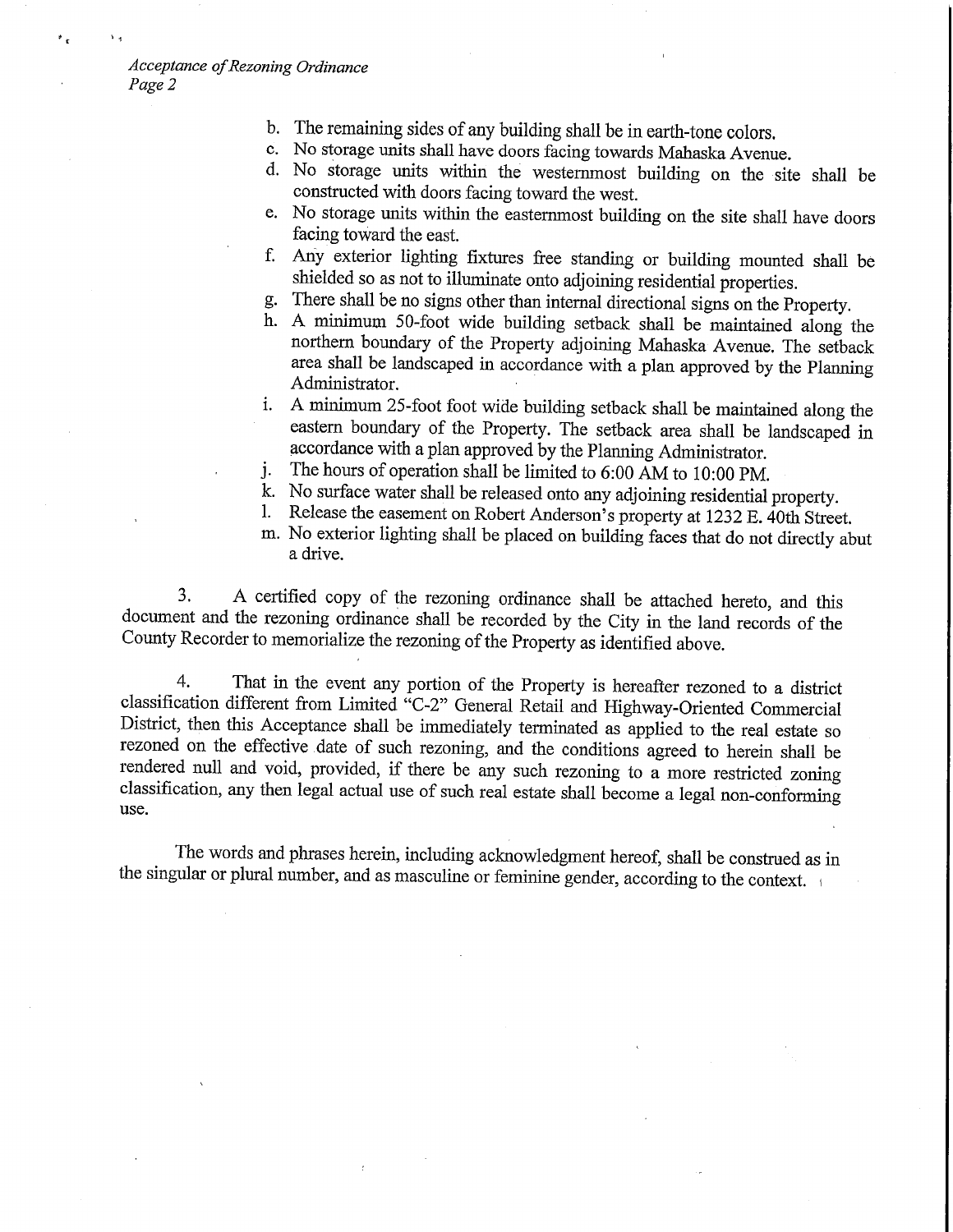b. The remaining sides of any building shall be in earth-tone colors.
c. No storage units shall have doors facing towards Mahaska Avenue.
d. No storage units within the westernmost building on the site shall be constructed with doors facing toward the west.
e. No storage units within the easternmost building on the site shall have doors facing toward the east.
f. Any exterior lighting fixtures free standing or building mounted shall be shielded so as not to illuminate onto adjoining residential properties.
g. There shall be no signs other than internal directional signs on the Property.
h. A minimum 50-foot wide building setback shall be maintained along the northern boundary of the Property adjoining Mahaska Avenue. The setback area shall be landscaped in accordance with a plan approved by the Planning Administrator.
i. A minimum 25-foot foot wide building setback shall be maintained along the eastern boundary of the Property. The setback area shall be landscaped in accordance with a plan approved by the Planning Administrator.
j. The hours of operation shall be limited to 6:00 AM to 10:00 PM.
k. No surface water shall be released onto any adjoining residential property.
l. Release the easement on Robert Anderson's property at 1232 E. 40th Street.
m. No exterior lighting shall be placed on building faces that do not directly abut a drive.

3. A certified copy of the rezoning ordinance shall be attached hereto, and this document and the rezoning ordinance shall be recorded by the City in the land records of the County Recorder to memorialize the rezoning of the Property as identified above.

4. That in the event any portion of the Property is hereafter rezoned to a district classification different from Limited "C-2" General Retail and Highway-Oriented Commercial District, then this Acceptance shall be immediately terminated as applied to the real estate so rezoned on the effective date of such rezoning, and the conditions agreed to herein shall be rendered null and void, provided, if there be any such rezoning to a more restricted zoning classification, any then legal actual use of such real estate shall become a legal non-conforming use.

The words and phrases herein, including acknowledgment hereof, shall be construed as in the singular or plural number, and as masculine or feminine gender, according to the context.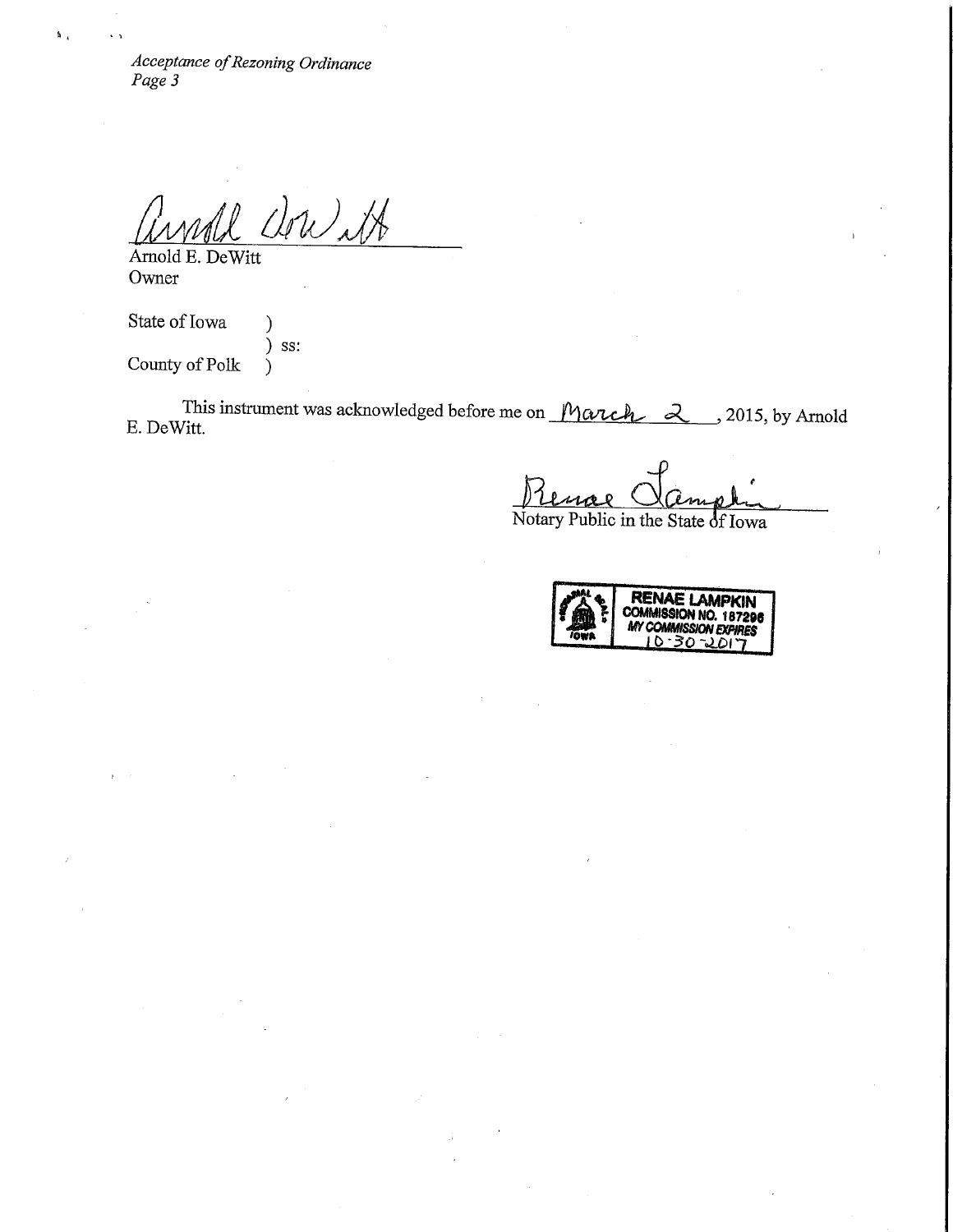*Acceptance of Rezoning Ordinance*
*Page 3*

Arnold DeWitt

Arnold E. DeWitt
Owner

State of Iowa )
) ss:
County of Polk )

This instrument was acknowledged before me on March 2, 2015, by Arnold E. DeWitt.

Renae Lampkin
Notary Public in the State of Iowa

RENAE LAMPKIN
COMMISSION NO. 187296
MY COMMISSION EXPIRES
10-30-2017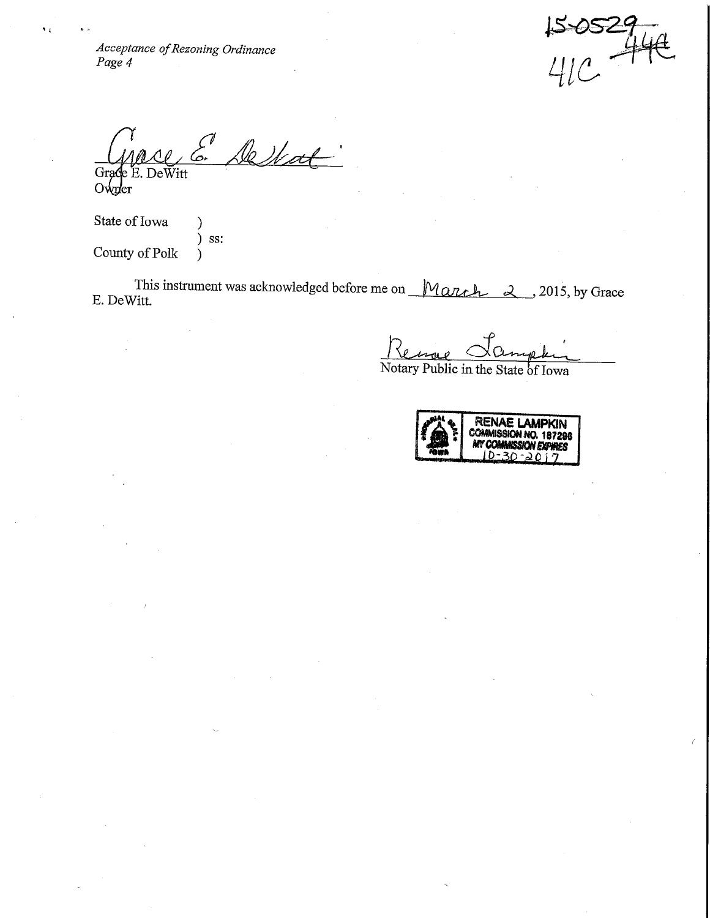15-0529
~~44A~~
41C

Grace E. DeWitt

Grace E. DeWitt
Owner

State of Iowa )
) ss:
County of Polk )

This instrument was acknowledged before me on March 2, 2015, by Grace E. DeWitt.

Renae Lampkin

Notary Public in the State of Iowa

RENAE LAMPKIN
COMMISSION NO. 187298
MY COMMISSION EXPIRES
10-30-2017